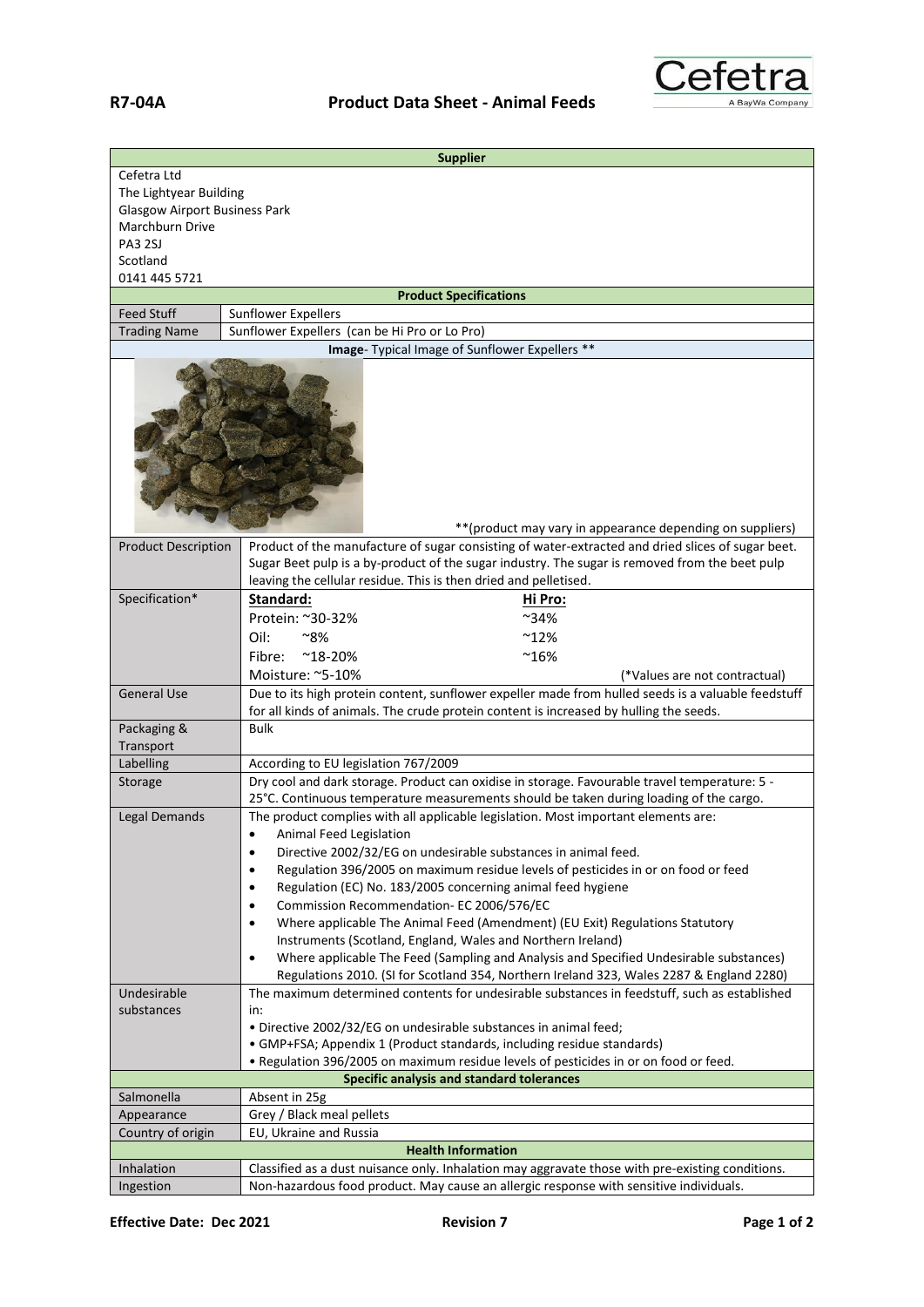**R7-04A** **Product Data Sheet - Animal Feeds**

| **Supplier** | |
|---|---|
| Cefetra Ltd<br>The Lightyear Building<br>Glasgow Airport Business Park<br>Marchburn Drive<br>PA3 2SJ<br>Scotland<br>0141 445 5721 | |
| **Product Specifications** | |
| Feed Stuff | Sunflower Expellers |
| Trading Name | Sunflower Expellers (can be Hi Pro or Lo Pro) |
| **Image**- Typical Image of Sunflower Expellers ** | |
| | **(product may vary in appearance depending on suppliers) |
| Product Description | Product of the manufacture of sugar consisting of water-extracted and dried slices of sugar beet. Sugar Beet pulp is a by-product of the sugar industry. The sugar is removed from the beet pulp leaving the cellular residue. This is then dried and pelletised. |
| Specification* | **Standard:** / **Hi Pro:**<br>Protein: ~30-32% / ~34%<br>Oil: ~8% / ~12%<br>Fibre: ~18-20% / ~16%<br>Moisture: ~5-10%<br>(*Values are not contractual) |
| General Use | Due to its high protein content, sunflower expeller made from hulled seeds is a valuable feedstuff for all kinds of animals. The crude protein content is increased by hulling the seeds. |
| Packaging & Transport | Bulk |
| Labelling | According to EU legislation 767/2009 |
| Storage | Dry cool and dark storage. Product can oxidise in storage. Favourable travel temperature: 5 - 25°C. Continuous temperature measurements should be taken during loading of the cargo. |
| Legal Demands | The product complies with all applicable legislation. Most important elements are:<br>• Animal Feed Legislation<br>• Directive 2002/32/EG on undesirable substances in animal feed.<br>• Regulation 396/2005 on maximum residue levels of pesticides in or on food or feed<br>• Regulation (EC) No. 183/2005 concerning animal feed hygiene<br>• Commission Recommendation- EC 2006/576/EC<br>• Where applicable The Animal Feed (Amendment) (EU Exit) Regulations Statutory Instruments (Scotland, England, Wales and Northern Ireland)<br>• Where applicable The Feed (Sampling and Analysis and Specified Undesirable substances) Regulations 2010. (SI for Scotland 354, Northern Ireland 323, Wales 2287 & England 2280) |
| Undesirable substances | The maximum determined contents for undesirable substances in feedstuff, such as established in:<br>• Directive 2002/32/EG on undesirable substances in animal feed;<br>• GMP+FSA; Appendix 1 (Product standards, including residue standards)<br>• Regulation 396/2005 on maximum residue levels of pesticides in or on food or feed. |
| **Specific analysis and standard tolerances** | |
| Salmonella | Absent in 25g |
| Appearance | Grey / Black meal pellets |
| Country of origin | EU, Ukraine and Russia |
| **Health Information** | |
| Inhalation | Classified as a dust nuisance only. Inhalation may aggravate those with pre-existing conditions. |
| Ingestion | Non-hazardous food product. May cause an allergic response with sensitive individuals. |

**Effective Date: Dec 2021** **Revision 7**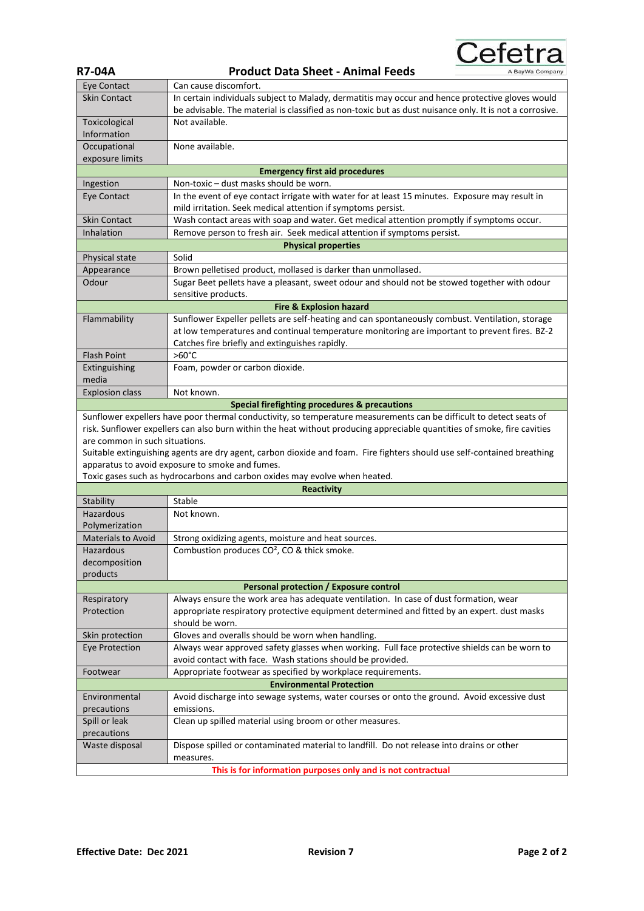| | |
|---|---|
| Eye Contact | Can cause discomfort. |
| Skin Contact | In certain individuals subject to Malady, dermatitis may occur and hence protective gloves would be advisable. The material is classified as non-toxic but as dust nuisance only. It is not a corrosive. |
| Toxicological Information | Not available. |
| Occupational exposure limits | None available. |
| **Emergency first aid procedures** | |
| Ingestion | Non-toxic – dust masks should be worn. |
| Eye Contact | In the event of eye contact irrigate with water for at least 15 minutes. Exposure may result in mild irritation. Seek medical attention if symptoms persist. |
| Skin Contact | Wash contact areas with soap and water. Get medical attention promptly if symptoms occur. |
| Inhalation | Remove person to fresh air. Seek medical attention if symptoms persist. |
| **Physical properties** | |
| Physical state | Solid |
| Appearance | Brown pelletised product, mollased is darker than unmollased. |
| Odour | Sugar Beet pellets have a pleasant, sweet odour and should not be stowed together with odour sensitive products. |
| **Fire & Explosion hazard** | |
| Flammability | Sunflower Expeller pellets are self-heating and can spontaneously combust. Ventilation, storage at low temperatures and continual temperature monitoring are important to prevent fires. BZ-2 Catches fire briefly and extinguishes rapidly. |
| Flash Point | >60°C |
| Extinguishing media | Foam, powder or carbon dioxide. |
| Explosion class | Not known. |
| **Special firefighting procedures & precautions** | |
| Sunflower expellers have poor thermal conductivity, so temperature measurements can be difficult to detect seats of risk. Sunflower expellers can also burn within the heat without producing appreciable quantities of smoke, fire cavities are common in such situations. Suitable extinguishing agents are dry agent, carbon dioxide and foam. Fire fighters should use self-contained breathing apparatus to avoid exposure to smoke and fumes. Toxic gases such as hydrocarbons and carbon oxides may evolve when heated. | |
| **Reactivity** | |
| Stability | Stable |
| Hazardous Polymerization | Not known. |
| Materials to Avoid | Strong oxidizing agents, moisture and heat sources. |
| Hazardous decomposition products | Combustion produces $CO^2$, CO & thick smoke. |
| **Personal protection / Exposure control** | |
| Respiratory Protection | Always ensure the work area has adequate ventilation. In case of dust formation, wear appropriate respiratory protective equipment determined and fitted by an expert. dust masks should be worn. |
| Skin protection | Gloves and overalls should be worn when handling. |
| Eye Protection | Always wear approved safety glasses when working. Full face protective shields can be worn to avoid contact with face. Wash stations should be provided. |
| Footwear | Appropriate footwear as specified by workplace requirements. |
| **Environmental Protection** | |
| Environmental precautions | Avoid discharge into sewage systems, water courses or onto the ground. Avoid excessive dust emissions. |
| Spill or leak precautions | Clean up spilled material using broom or other measures. |
| Waste disposal | Dispose spilled or contaminated material to landfill. Do not release into drains or other measures. |

**This is for information purposes only and is not contractual**